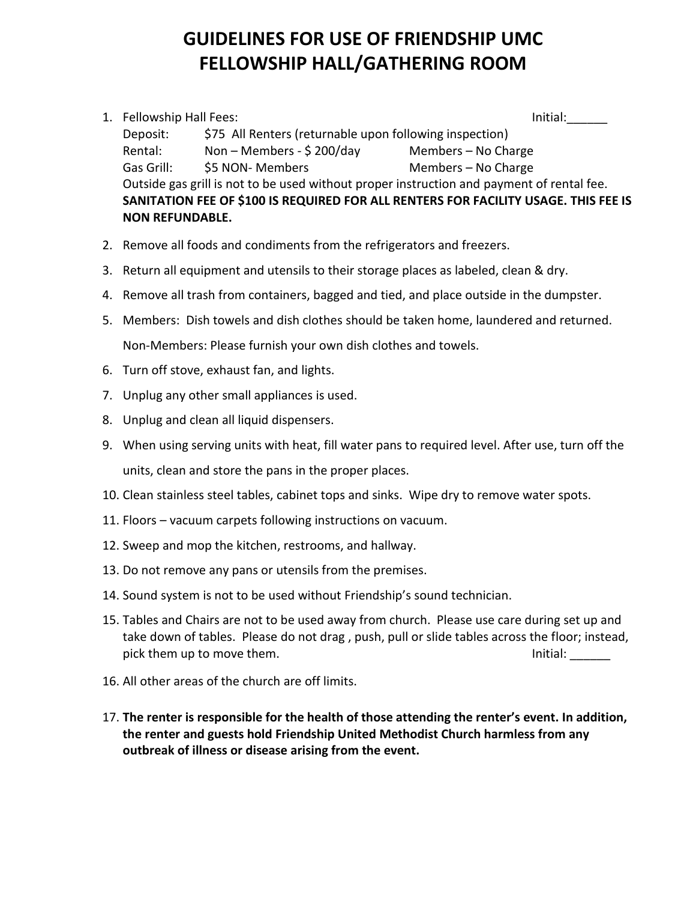# GUIDELINES FOR USE OF FRIENDSHIP UMC FELLOWSHIP HALL/GATHERING ROOM

1. Fellowship Hall Fees: Initial:______
   Deposit: $75 All Renters (returnable upon following inspection)
   Rental: Non – Members - $ 200/day Members – No Charge
   Gas Grill: $5 NON- Members Members – No Charge
   Outside gas grill is not to be used without proper instruction and payment of rental fee.
   **SANITATION FEE OF $100 IS REQUIRED FOR ALL RENTERS FOR FACILITY USAGE. THIS FEE IS NON REFUNDABLE.**
2. Remove all foods and condiments from the refrigerators and freezers.
3. Return all equipment and utensils to their storage places as labeled, clean & dry.
4. Remove all trash from containers, bagged and tied, and place outside in the dumpster.
5. Members: Dish towels and dish clothes should be taken home, laundered and returned.

   Non-Members: Please furnish your own dish clothes and towels.
6. Turn off stove, exhaust fan, and lights.
7. Unplug any other small appliances is used.
8. Unplug and clean all liquid dispensers.
9. When using serving units with heat, fill water pans to required level. After use, turn off the units, clean and store the pans in the proper places.
10. Clean stainless steel tables, cabinet tops and sinks. Wipe dry to remove water spots.
11. Floors – vacuum carpets following instructions on vacuum.
12. Sweep and mop the kitchen, restrooms, and hallway.
13. Do not remove any pans or utensils from the premises.
14. Sound system is not to be used without Friendship's sound technician.
15. Tables and Chairs are not to be used away from church. Please use care during set up and take down of tables. Please do not drag , push, pull or slide tables across the floor; instead, pick them up to move them. Initial: ______
16. All other areas of the church are off limits.
17. **The renter is responsible for the health of those attending the renter's event. In addition, the renter and guests hold Friendship United Methodist Church harmless from any outbreak of illness or disease arising from the event.**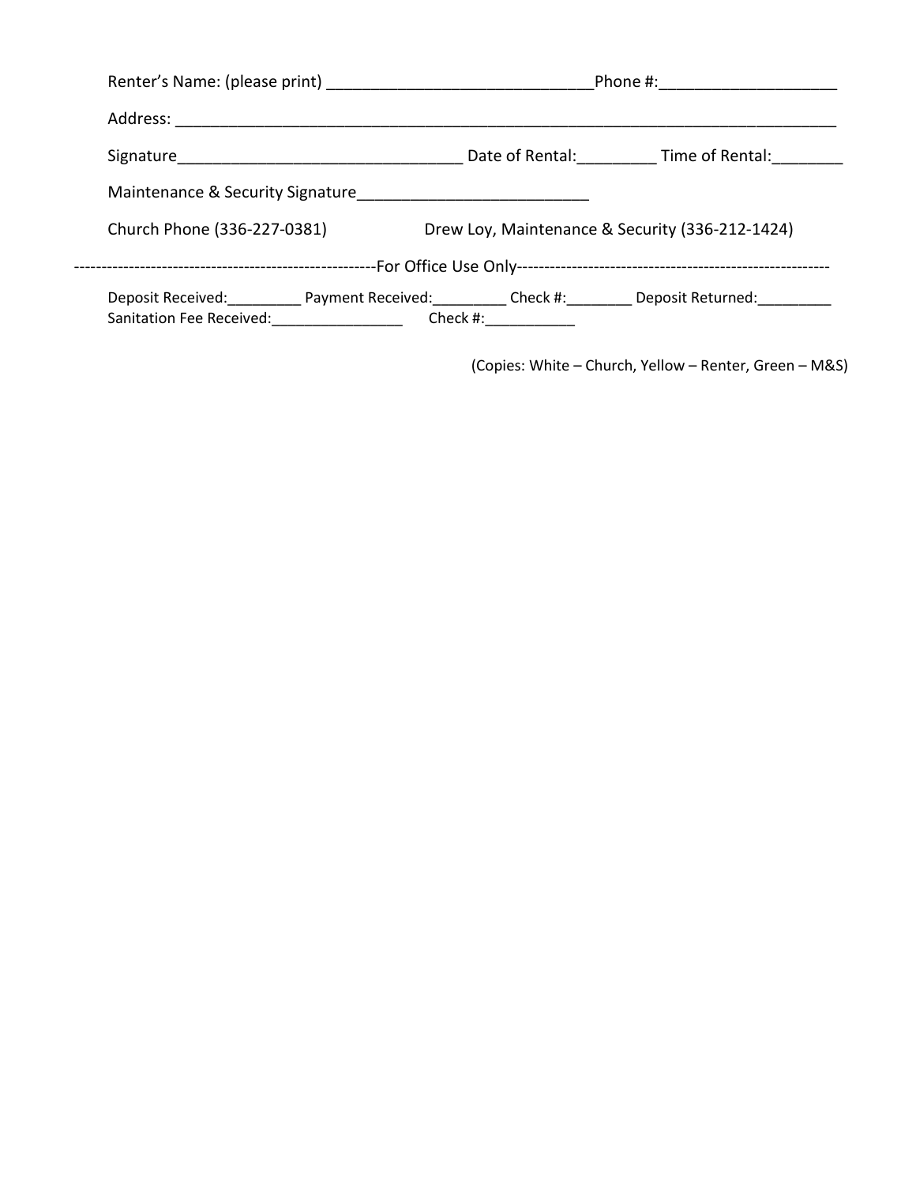Renter's Name: (please print) ______________________________Phone #:____________________

Address: ___________________________________________________________________________

Signature________________________________ Date of Rental:_________ Time of Rental:________

Maintenance & Security Signature__________________________

Church Phone (336-227-0381)                    Drew Loy, Maintenance & Security (336-212-1424)

------------------------------------------------------For Office Use Only------------------------------------------------------

Deposit Received:_________ Payment Received:_________ Check #:________ Deposit Returned:_________
Sanitation Fee Received:________________ Check #:___________

(Copies: White – Church, Yellow – Renter, Green – M&S)